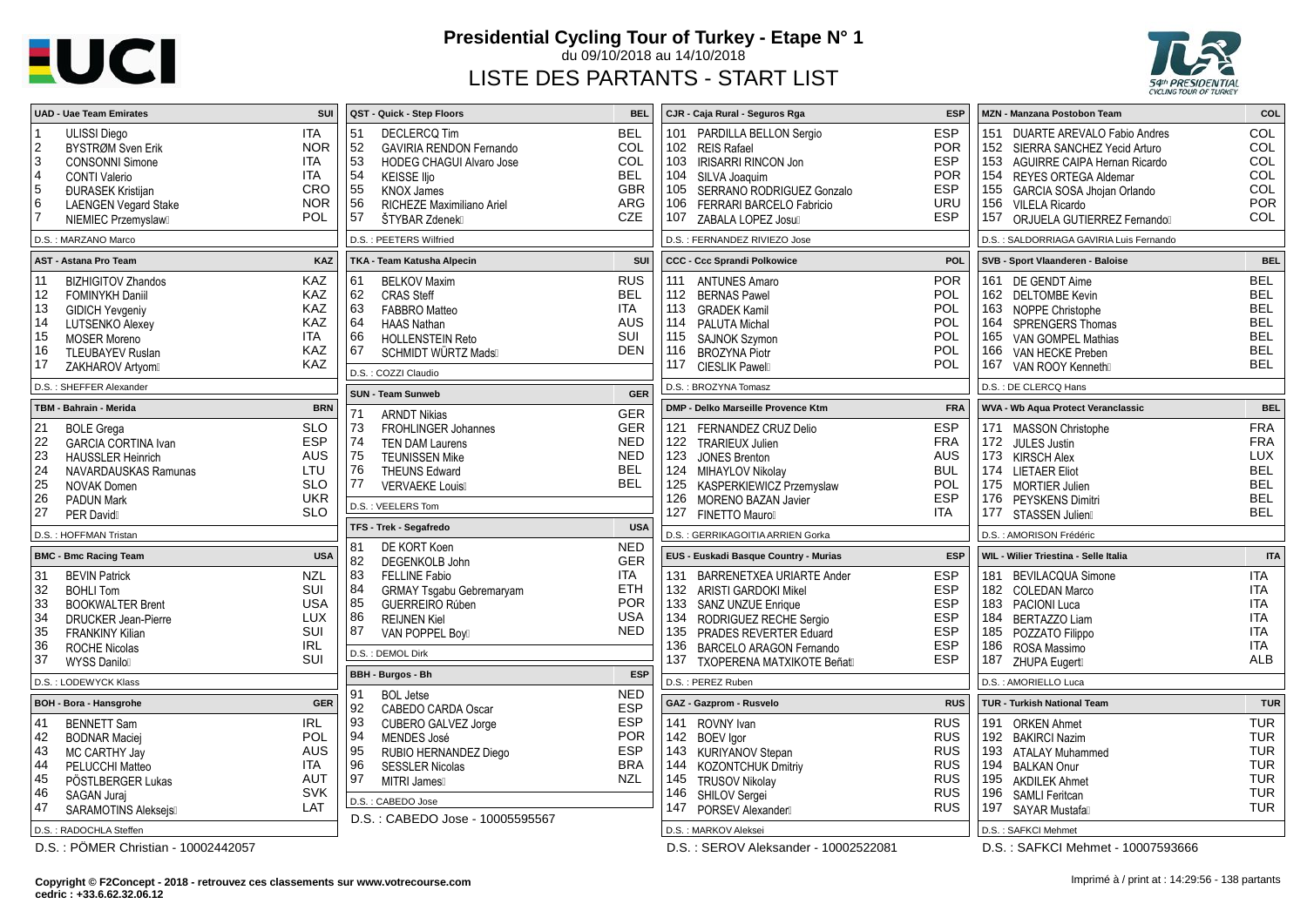# Presidential Cycling Tour of Turkey - Etape N° 1

du 09/10/2018 au 14/10/2018

## LISTE DES PARTANTS - START LIST

### UAD - Uae Team Emirates (SUI)

| N° | Name | Nat |
|---|---|---|
| 1 | ULISSI Diego | ITA |
| 2 | BYSTRØM Sven Erik | NOR |
| 3 | CONSONNI Simone | ITA |
| 4 | CONTI Valerio | ITA |
| 5 | ĐURASEK Kristijan | CRO |
| 6 | LAENGEN Vegard Stake | NOR |
| 7 | NIEMIEC Przemyslaw | POL |

D.S. : MARZANO Marco

### AST - Astana Pro Team (KAZ)

| N° | Name | Nat |
|---|---|---|
| 11 | BIZHIGITOV Zhandos | KAZ |
| 12 | FOMINYKH Daniil | KAZ |
| 13 | GIDICH Yevgeniy | KAZ |
| 14 | LUTSENKO Alexey | KAZ |
| 15 | MOSER Moreno | ITA |
| 16 | TLEUBAYEV Ruslan | KAZ |
| 17 | ZAKHAROV Artyom | KAZ |

D.S. : SHEFFER Alexander

### TBM - Bahrain - Merida (BRN)

| N° | Name | Nat |
|---|---|---|
| 21 | BOLE Grega | SLO |
| 22 | GARCIA CORTINA Ivan | ESP |
| 23 | HAUSSLER Heinrich | AUS |
| 24 | NAVARDAUSKAS Ramunas | LTU |
| 25 | NOVAK Domen | SLO |
| 26 | PADUN Mark | UKR |
| 27 | PER David | SLO |

D.S. : HOFFMAN Tristan

### BMC - Bmc Racing Team (USA)

| N° | Name | Nat |
|---|---|---|
| 31 | BEVIN Patrick | NZL |
| 32 | BOHLI Tom | SUI |
| 33 | BOOKWALTER Brent | USA |
| 34 | DRUCKER Jean-Pierre | LUX |
| 35 | FRANKINY Kilian | SUI |
| 36 | ROCHE Nicolas | IRL |
| 37 | WYSS Danilo | SUI |

D.S. : LODEWYCK Klass

### BOH - Bora - Hansgrohe (GER)

| N° | Name | Nat |
|---|---|---|
| 41 | BENNETT Sam | IRL |
| 42 | BODNAR Maciej | POL |
| 43 | MC CARTHY Jay | AUS |
| 44 | PELUCCHI Matteo | ITA |
| 45 | PÖSTLBERGER Lukas | AUT |
| 46 | SAGAN Juraj | SVK |
| 47 | SARAMOTINS Aleksejs | LAT |

D.S. : RADOCHLA Steffen

D.S. : PÖMER Christian - 10002442057

### QST - Quick - Step Floors (BEL)

| N° | Name | Nat |
|---|---|---|
| 51 | DECLERCQ Tim | BEL |
| 52 | GAVIRIA RENDON Fernando | COL |
| 53 | HODEG CHAGUI Alvaro Jose | COL |
| 54 | KEISSE Iljo | BEL |
| 55 | KNOX James | GBR |
| 56 | RICHEZE Maximiliano Ariel | ARG |
| 57 | ŠTYBAR Zdenek | CZE |

D.S. : PEETERS Wilfried

### TKA - Team Katusha Alpecin (SUI)

| N° | Name | Nat |
|---|---|---|
| 61 | BELKOV Maxim | RUS |
| 62 | CRAS Steff | BEL |
| 63 | FABBRO Matteo | ITA |
| 64 | HAAS Nathan | AUS |
| 66 | HOLLENSTEIN Reto | SUI |
| 67 | SCHMIDT WÜRTZ Mads | DEN |

D.S. : COZZI Claudio

### SUN - Team Sunweb (GER)

| N° | Name | Nat |
|---|---|---|
| 71 | ARNDT Nikias | GER |
| 73 | FROHLINGER Johannes | GER |
| 74 | TEN DAM Laurens | NED |
| 75 | TEUNISSEN Mike | NED |
| 76 | THEUNS Edward | BEL |
| 77 | VERVAEKE Louis | BEL |

D.S. : VEELERS Tom

### TFS - Trek - Segafredo (USA)

| N° | Name | Nat |
|---|---|---|
| 81 | DE KORT Koen | NED |
| 82 | DEGENKOLB John | GER |
| 83 | FELLINE Fabio | ITA |
| 84 | GRMAY Tsgabu Gebremaryam | ETH |
| 85 | GUERREIRO Rúben | POR |
| 86 | REIJNEN Kiel | USA |
| 87 | VAN POPPEL Boy | NED |

D.S. : DEMOL Dirk

### BBH - Burgos - Bh (ESP)

| N° | Name | Nat |
|---|---|---|
| 91 | BOL Jetse | NED |
| 92 | CABEDO CARDA Oscar | ESP |
| 93 | CUBERO GALVEZ Jorge | ESP |
| 94 | MENDES José | POR |
| 95 | RUBIO HERNANDEZ Diego | ESP |
| 96 | SESSLER Nicolas | BRA |
| 97 | MITRI James | NZL |

D.S. : CABEDO Jose

D.S. : CABEDO Jose - 10005595567

### CJR - Caja Rural - Seguros Rga (ESP)

| N° | Name | Nat |
|---|---|---|
| 101 | PARDILLA BELLON Sergio | ESP |
| 102 | REIS Rafael | POR |
| 103 | IRISARRI RINCON Jon | ESP |
| 104 | SILVA Joaquim | POR |
| 105 | SERRANO RODRIGUEZ Gonzalo | ESP |
| 106 | FERRARI BARCELO Fabricio | URU |
| 107 | ZABALA LOPEZ Josu | ESP |

D.S. : FERNANDEZ RIVIEZO Jose

### CCC - Ccc Sprandi Polkowice (POL)

| N° | Name | Nat |
|---|---|---|
| 111 | ANTUNES Amaro | POR |
| 112 | BERNAS Pawel | POL |
| 113 | GRADEK Kamil | POL |
| 114 | PALUTA Michal | POL |
| 115 | SAJNOK Szymon | POL |
| 116 | BROZYNA Piotr | POL |
| 117 | CIESLIK Pawel | POL |

D.S. : BROZYNA Tomasz

### DMP - Delko Marseille Provence Ktm (FRA)

| N° | Name | Nat |
|---|---|---|
| 121 | FERNANDEZ CRUZ Delio | ESP |
| 122 | TRARIEUX Julien | FRA |
| 123 | JONES Brenton | AUS |
| 124 | MIHAYLOV Nikolay | BUL |
| 125 | KASPERKIEWICZ Przemyslaw | POL |
| 126 | MORENO BAZAN Javier | ESP |
| 127 | FINETTO Mauro | ITA |

D.S. : GERRIKAGOITIA ARRIEN Gorka

### EUS - Euskadi Basque Country - Murias (ESP)

| N° | Name | Nat |
|---|---|---|
| 131 | BARRENETXEA URIARTE Ander | ESP |
| 132 | ARISTI GARDOKI Mikel | ESP |
| 133 | SANZ UNZUE Enrique | ESP |
| 134 | RODRIGUEZ RECHE Sergio | ESP |
| 135 | PRADES REVERTER Eduard | ESP |
| 136 | BARCELO ARAGON Fernando | ESP |
| 137 | TXOPERENA MATXIKOTE Beñat | ESP |

D.S. : PEREZ Ruben

### GAZ - Gazprom - Rusvelo (RUS)

| N° | Name | Nat |
|---|---|---|
| 141 | ROVNY Ivan | RUS |
| 142 | BOEV Igor | RUS |
| 143 | KURIYANOV Stepan | RUS |
| 144 | KOZONTCHUK Dmitriy | RUS |
| 145 | TRUSOV Nikolay | RUS |
| 146 | SHILOV Sergei | RUS |
| 147 | PORSEV Alexander | RUS |

D.S. : MARKOV Aleksei

D.S. : SEROV Aleksander - 10002522081

### MZN - Manzana Postobon Team (COL)

| N° | Name | Nat |
|---|---|---|
| 151 | DUARTE AREVALO Fabio Andres | COL |
| 152 | SIERRA SANCHEZ Yecid Arturo | COL |
| 153 | AGUIRRE CAIPA Hernan Ricardo | COL |
| 154 | REYES ORTEGA Aldemar | COL |
| 155 | GARCIA SOSA Jhojan Orlando | COL |
| 156 | VILELA Ricardo | POR |
| 157 | ORJUELA GUTIERREZ Fernando | COL |

D.S. : SALDORRIAGA GAVIRIA Luis Fernando

### SVB - Sport Vlaanderen - Baloise (BEL)

| N° | Name | Nat |
|---|---|---|
| 161 | DE GENDT Aime | BEL |
| 162 | DELTOMBE Kevin | BEL |
| 163 | NOPPE Christophe | BEL |
| 164 | SPRENGERS Thomas | BEL |
| 165 | VAN GOMPEL Mathias | BEL |
| 166 | VAN HECKE Preben | BEL |
| 167 | VAN ROOY Kenneth | BEL |

D.S. : DE CLERCQ Hans

### WVA - Wb Aqua Protect Veranclassic (BEL)

| N° | Name | Nat |
|---|---|---|
| 171 | MASSON Christophe | FRA |
| 172 | JULES Justin | FRA |
| 173 | KIRSCH Alex | LUX |
| 174 | LIETAER Eliot | BEL |
| 175 | MORTIER Julien | BEL |
| 176 | PEYSKENS Dimitri | BEL |
| 177 | STASSEN Julien | BEL |

D.S. : AMORISON Frédéric

### WIL - Wilier Triestina - Selle Italia (ITA)

| N° | Name | Nat |
|---|---|---|
| 181 | BEVILACQUA Simone | ITA |
| 182 | COLEDAN Marco | ITA |
| 183 | PACIONI Luca | ITA |
| 184 | BERTAZZO Liam | ITA |
| 185 | POZZATO Filippo | ITA |
| 186 | ROSA Massimo | ITA |
| 187 | ZHUPA Eugert | ALB |

D.S. : AMORIELLO Luca

### TUR - Turkish National Team (TUR)

| N° | Name | Nat |
|---|---|---|
| 191 | ORKEN Ahmet | TUR |
| 192 | BAKIRCI Nazim | TUR |
| 193 | ATALAY Muhammed | TUR |
| 194 | BALKAN Onur | TUR |
| 195 | AKDILEK Ahmet | TUR |
| 196 | SAMLI Feritcan | TUR |
| 197 | SAYAR Mustafa | TUR |

D.S. : SAFKCI Mehmet

D.S. : SAFKCI Mehmet - 10007593666

**Copyright © F2Concept - 2018 - retrouvez ces classements sur www.votrecourse.com**
**cedric : +33.6.62.32.06.12**

Imprimé à / print at : 14:29:56 - 138 partants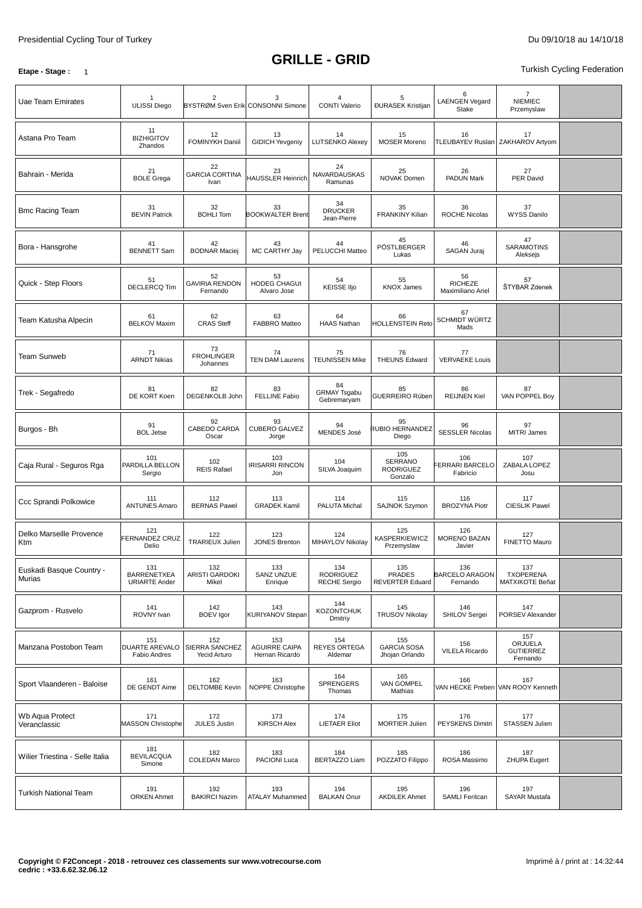Presidential Cycling Tour of Turkey

Du 09/10/18 au 14/10/18

# GRILLE - GRID

**Etape - Stage :** 1

Turkish Cycling Federation

| | | | | | | | | |
|---|---|---|---|---|---|---|---|---|
| Uae Team Emirates | 1 ULISSI Diego | 2 BYSTRØM Sven Erik | 3 CONSONNI Simone | 4 CONTI Valerio | 5 ĐURASEK Kristijan | 6 LAENGEN Vegard Stake | 7 NIEMIEC Przemyslaw | |
| Astana Pro Team | 11 BIZHIGITOV Zhandos | 12 FOMINYKH Daniil | 13 GIDICH Yevgeniy | 14 LUTSENKO Alexey | 15 MOSER Moreno | 16 TLEUBAYEV Ruslan | 17 ZAKHAROV Artyom | |
| Bahrain - Merida | 21 BOLE Grega | 22 GARCIA CORTINA Ivan | 23 HAUSSLER Heinrich | 24 NAVARDAUSKAS Ramunas | 25 NOVAK Domen | 26 PADUN Mark | 27 PER David | |
| Bmc Racing Team | 31 BEVIN Patrick | 32 BOHLI Tom | 33 BOOKWALTER Brent | 34 DRUCKER Jean-Pierre | 35 FRANKINY Kilian | 36 ROCHE Nicolas | 37 WYSS Danilo | |
| Bora - Hansgrohe | 41 BENNETT Sam | 42 BODNAR Maciej | 43 MC CARTHY Jay | 44 PELUCCHI Matteo | 45 PÖSTLBERGER Lukas | 46 SAGAN Juraj | 47 SARAMOTINS Aleksejs | |
| Quick - Step Floors | 51 DECLERCQ Tim | 52 GAVIRIA RENDON Fernando | 53 HODEG CHAGUI Alvaro Jose | 54 KEISSE Iljo | 55 KNOX James | 56 RICHEZE Maximiliano Ariel | 57 ŠTYBAR Zdenek | |
| Team Katusha Alpecin | 61 BELKOV Maxim | 62 CRAS Steff | 63 FABBRO Matteo | 64 HAAS Nathan | 66 HOLLENSTEIN Reto | 67 SCHMIDT WÜRTZ Mads | | |
| Team Sunweb | 71 ARNDT Nikias | 73 FROHLINGER Johannes | 74 TEN DAM Laurens | 75 TEUNISSEN Mike | 76 THEUNS Edward | 77 VERVAEKE Louis | | |
| Trek - Segafredo | 81 DE KORT Koen | 82 DEGENKOLB John | 83 FELLINE Fabio | 84 GRMAY Tsgabu Gebremaryam | 85 GUERREIRO Rúben | 86 REIJNEN Kiel | 87 VAN POPPEL Boy | |
| Burgos - Bh | 91 BOL Jetse | 92 CABEDO CARDA Oscar | 93 CUBERO GALVEZ Jorge | 94 MENDES José | 95 RUBIO HERNANDEZ Diego | 96 SESSLER Nicolas | 97 MITRI James | |
| Caja Rural - Seguros Rga | 101 PARDILLA BELLON Sergio | 102 REIS Rafael | 103 IRISARRI RINCON Jon | 104 SILVA Joaquim | 105 SERRANO RODRIGUEZ Gonzalo | 106 FERRARI BARCELO Fabricio | 107 ZABALA LOPEZ Josu | |
| Ccc Sprandi Polkowice | 111 ANTUNES Amaro | 112 BERNAS Pawel | 113 GRADEK Kamil | 114 PALUTA Michal | 115 SAJNOK Szymon | 116 BROZYNA Piotr | 117 CIESLIK Pawel | |
| Delko Marseille Provence Ktm | 121 FERNANDEZ CRUZ Delio | 122 TRARIEUX Julien | 123 JONES Brenton | 124 MIHAYLOV Nikolay | 125 KASPERKIEWICZ Przemyslaw | 126 MORENO BAZAN Javier | 127 FINETTO Mauro | |
| Euskadi Basque Country - Murias | 131 BARRENETXEA URIARTE Ander | 132 ARISTI GARDOKI Mikel | 133 SANZ UNZUE Enrique | 134 RODRIGUEZ RECHE Sergio | 135 PRADES REVERTER Eduard | 136 BARCELO ARAGON Fernando | 137 TXOPERENA MATXIKOTE Beñat | |
| Gazprom - Rusvelo | 141 ROVNY Ivan | 142 BOEV Igor | 143 KURIYANOV Stepan | 144 KOZONTCHUK Dmitriy | 145 TRUSOV Nikolay | 146 SHILOV Sergei | 147 PORSEV Alexander | |
| Manzana Postobon Team | 151 DUARTE AREVALO Fabio Andres | 152 SIERRA SANCHEZ Yecid Arturo | 153 AGUIRRE CAIPA Hernan Ricardo | 154 REYES ORTEGA Aldemar | 155 GARCIA SOSA Jhojan Orlando | 156 VILELA Ricardo | 157 ORJUELA GUTIERREZ Fernando | |
| Sport Vlaanderen - Baloise | 161 DE GENDT Aime | 162 DELTOMBE Kevin | 163 NOPPE Christophe | 164 SPRENGERS Thomas | 165 VAN GOMPEL Mathias | 166 VAN HECKE Preben | 167 VAN ROOY Kenneth | |
| Wb Aqua Protect Veranclassic | 171 MASSON Christophe | 172 JULES Justin | 173 KIRSCH Alex | 174 LIETAER Eliot | 175 MORTIER Julien | 176 PEYSKENS Dimitri | 177 STASSEN Julien | |
| Wilier Triestina - Selle Italia | 181 BEVILACQUA Simone | 182 COLEDAN Marco | 183 PACIONI Luca | 184 BERTAZZO Liam | 185 POZZATO Filippo | 186 ROSA Massimo | 187 ZHUPA Eugert | |
| Turkish National Team | 191 ORKEN Ahmet | 192 BAKIRCI Nazim | 193 ATALAY Muhammed | 194 BALKAN Onur | 195 AKDILEK Ahmet | 196 SAMLI Feritcan | 197 SAYAR Mustafa | |

**Copyright © F2Concept - 2018 - retrouvez ces classements sur www.votrecourse.com**
**cedric : +33.6.62.32.06.12**

Imprimé à / print at : 14:32:44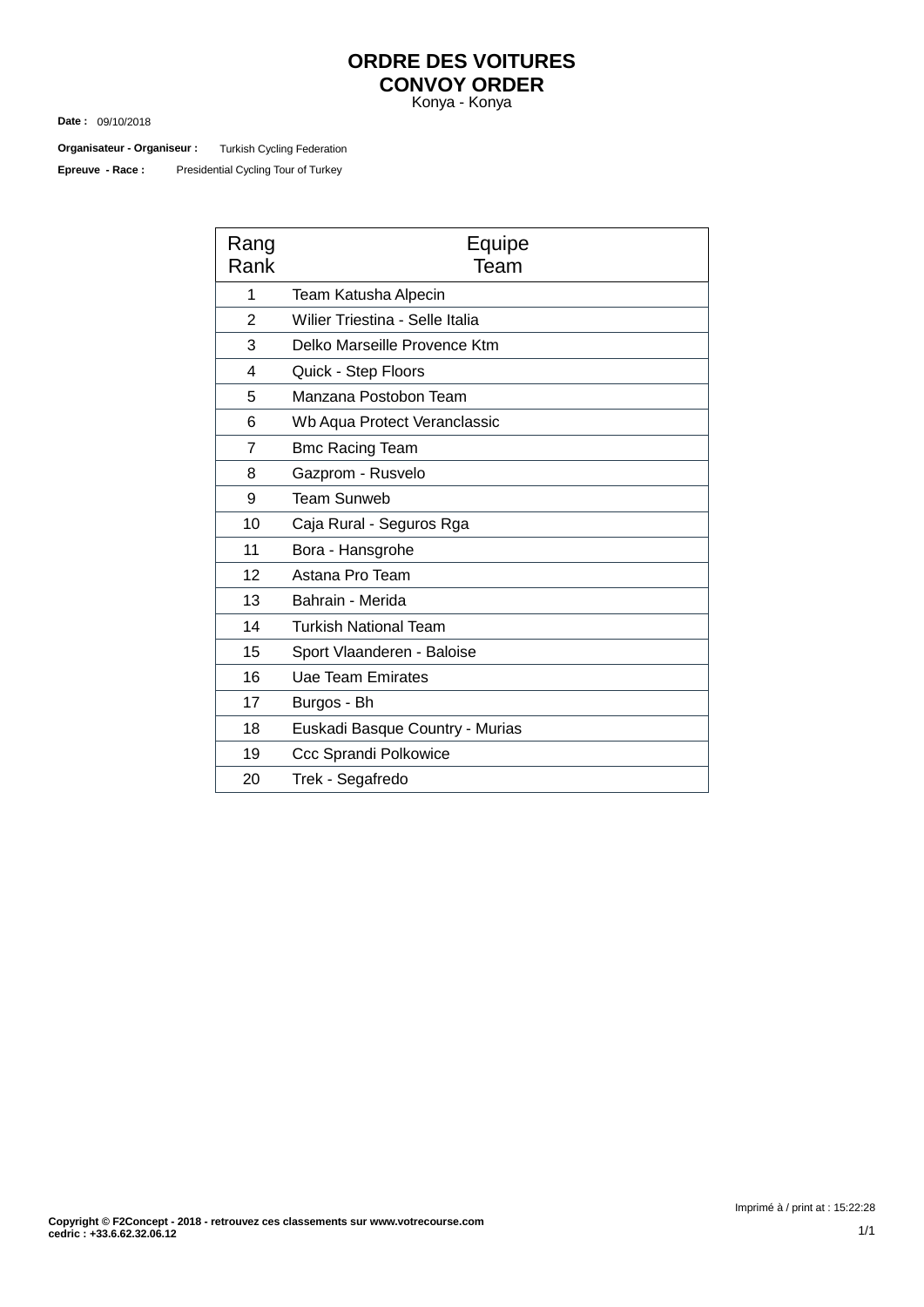# ORDRE DES VOITURES
# CONVOY ORDER

Konya - Konya

**Date :** 09/10/2018

**Organisateur - Organiseur :** Turkish Cycling Federation

**Epreuve - Race :** Presidential Cycling Tour of Turkey

| Rang<br>Rank | Equipe<br>Team |
|---|---|
| 1 | Team Katusha Alpecin |
| 2 | Wilier Triestina - Selle Italia |
| 3 | Delko Marseille Provence Ktm |
| 4 | Quick - Step Floors |
| 5 | Manzana Postobon Team |
| 6 | Wb Aqua Protect Veranclassic |
| 7 | Bmc Racing Team |
| 8 | Gazprom - Rusvelo |
| 9 | Team Sunweb |
| 10 | Caja Rural - Seguros Rga |
| 11 | Bora - Hansgrohe |
| 12 | Astana Pro Team |
| 13 | Bahrain - Merida |
| 14 | Turkish National Team |
| 15 | Sport Vlaanderen - Baloise |
| 16 | Uae Team Emirates |
| 17 | Burgos - Bh |
| 18 | Euskadi Basque Country - Murias |
| 19 | Ccc Sprandi Polkowice |
| 20 | Trek - Segafredo |

Imprimé à / print at : 15:22:28

**Copyright © F2Concept - 2018 - retrouvez ces classements sur www.votrecourse.com**
**cedric : +33.6.62.32.06.12**